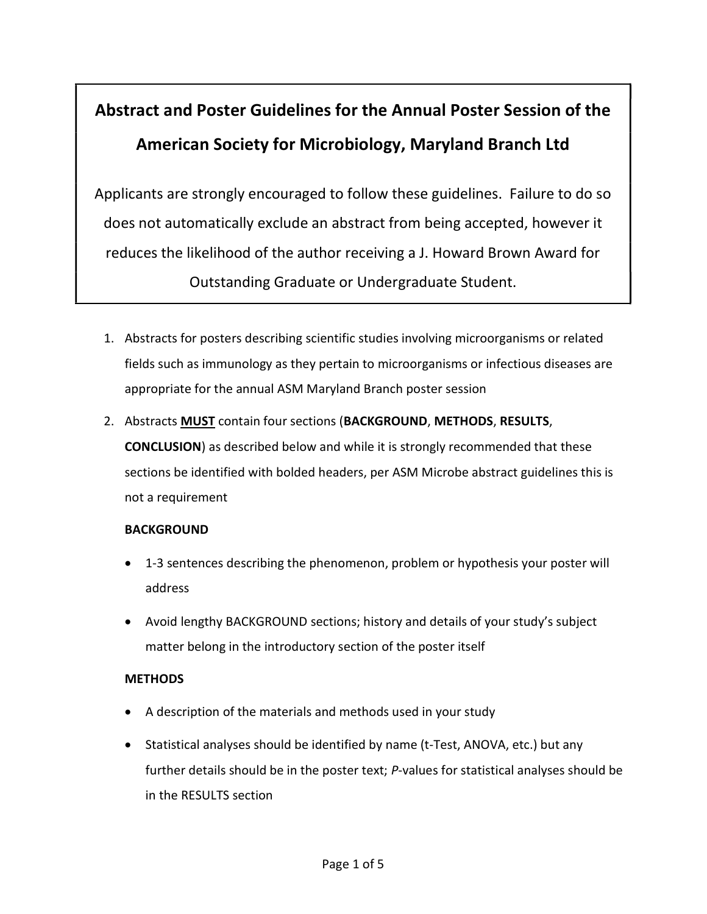# Abstract and Poster Guidelines for the Annual Poster Session of the American Society for Microbiology, Maryland Branch Ltd

Applicants are strongly encouraged to follow these guidelines. Failure to do so does not automatically exclude an abstract from being accepted, however it reduces the likelihood of the author receiving a J. Howard Brown Award for Outstanding Graduate or Undergraduate Student.

1. Abstracts for posters describing scientific studies involving microorganisms or related fields such as immunology as they pertain to microorganisms or infectious diseases are appropriate for the annual ASM Maryland Branch poster session

2. Abstracts **MUST** contain four sections (**BACKGROUND**, **METHODS**, **RESULTS**, **CONCLUSION**) as described below and while it is strongly recommended that these sections be identified with bolded headers, per ASM Microbe abstract guidelines this is not a requirement

   **BACKGROUND**

   - 1-3 sentences describing the phenomenon, problem or hypothesis your poster will address
   - Avoid lengthy BACKGROUND sections; history and details of your study's subject matter belong in the introductory section of the poster itself

   **METHODS**

   - A description of the materials and methods used in your study
   - Statistical analyses should be identified by name (t-Test, ANOVA, etc.) but any further details should be in the poster text; *P*-values for statistical analyses should be in the RESULTS section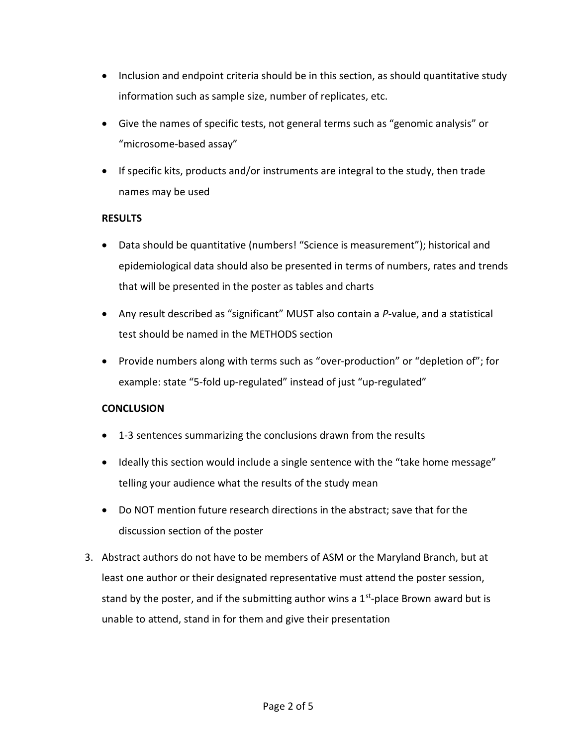- Inclusion and endpoint criteria should be in this section, as should quantitative study information such as sample size, number of replicates, etc.
- Give the names of specific tests, not general terms such as "genomic analysis" or "microsome-based assay"
- If specific kits, products and/or instruments are integral to the study, then trade names may be used

**RESULTS**

- Data should be quantitative (numbers! "Science is measurement"); historical and epidemiological data should also be presented in terms of numbers, rates and trends that will be presented in the poster as tables and charts
- Any result described as "significant" MUST also contain a *P*-value, and a statistical test should be named in the METHODS section
- Provide numbers along with terms such as "over-production" or "depletion of"; for example: state "5-fold up-regulated" instead of just "up-regulated"

**CONCLUSION**

- 1-3 sentences summarizing the conclusions drawn from the results
- Ideally this section would include a single sentence with the "take home message" telling your audience what the results of the study mean
- Do NOT mention future research directions in the abstract; save that for the discussion section of the poster

3. Abstract authors do not have to be members of ASM or the Maryland Branch, but at least one author or their designated representative must attend the poster session, stand by the poster, and if the submitting author wins a 1st-place Brown award but is unable to attend, stand in for them and give their presentation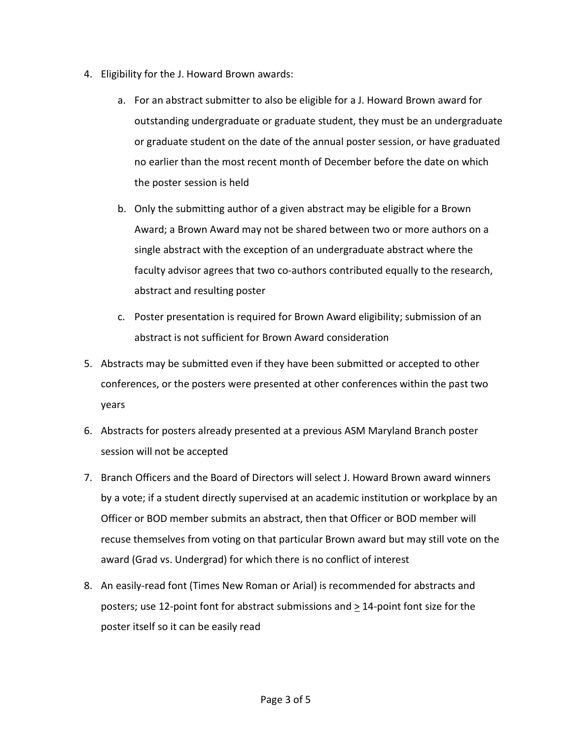4. Eligibility for the J. Howard Brown awards:

    a. For an abstract submitter to also be eligible for a J. Howard Brown award for outstanding undergraduate or graduate student, they must be an undergraduate or graduate student on the date of the annual poster session, or have graduated no earlier than the most recent month of December before the date on which the poster session is held

    b. Only the submitting author of a given abstract may be eligible for a Brown Award; a Brown Award may not be shared between two or more authors on a single abstract with the exception of an undergraduate abstract where the faculty advisor agrees that two co-authors contributed equally to the research, abstract and resulting poster

    c. Poster presentation is required for Brown Award eligibility; submission of an abstract is not sufficient for Brown Award consideration

5. Abstracts may be submitted even if they have been submitted or accepted to other conferences, or the posters were presented at other conferences within the past two years

6. Abstracts for posters already presented at a previous ASM Maryland Branch poster session will not be accepted

7. Branch Officers and the Board of Directors will select J. Howard Brown award winners by a vote; if a student directly supervised at an academic institution or workplace by an Officer or BOD member submits an abstract, then that Officer or BOD member will recuse themselves from voting on that particular Brown award but may still vote on the award (Grad vs. Undergrad) for which there is no conflict of interest

8. An easily-read font (Times New Roman or Arial) is recommended for abstracts and posters; use 12-point font for abstract submissions and $\geq$ 14-point font size for the poster itself so it can be easily read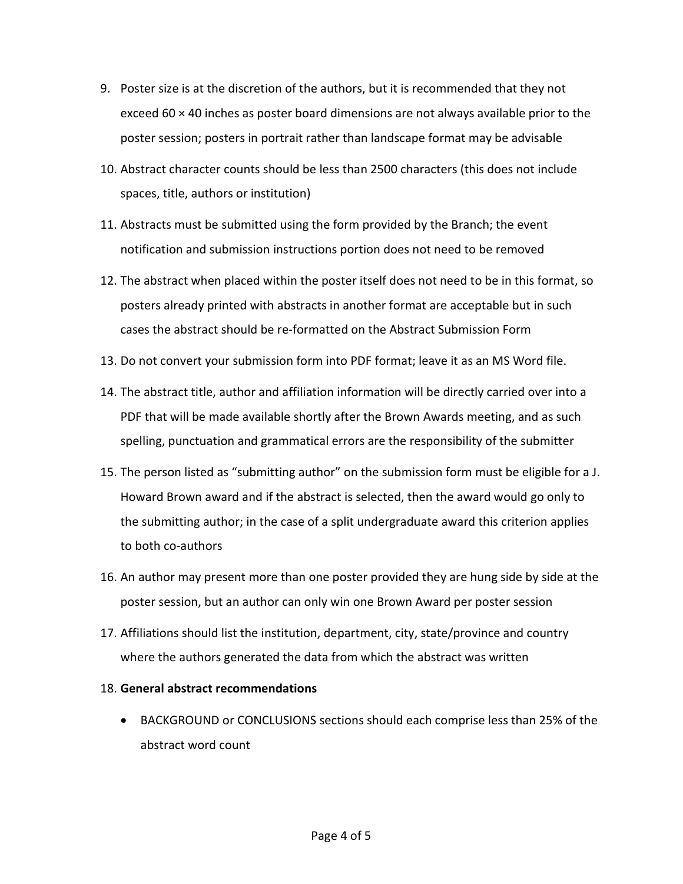9. Poster size is at the discretion of the authors, but it is recommended that they not exceed 60 × 40 inches as poster board dimensions are not always available prior to the poster session; posters in portrait rather than landscape format may be advisable
10. Abstract character counts should be less than 2500 characters (this does not include spaces, title, authors or institution)
11. Abstracts must be submitted using the form provided by the Branch; the event notification and submission instructions portion does not need to be removed
12. The abstract when placed within the poster itself does not need to be in this format, so posters already printed with abstracts in another format are acceptable but in such cases the abstract should be re-formatted on the Abstract Submission Form
13. Do not convert your submission form into PDF format; leave it as an MS Word file.
14. The abstract title, author and affiliation information will be directly carried over into a PDF that will be made available shortly after the Brown Awards meeting, and as such spelling, punctuation and grammatical errors are the responsibility of the submitter
15. The person listed as "submitting author" on the submission form must be eligible for a J. Howard Brown award and if the abstract is selected, then the award would go only to the submitting author; in the case of a split undergraduate award this criterion applies to both co-authors
16. An author may present more than one poster provided they are hung side by side at the poster session, but an author can only win one Brown Award per poster session
17. Affiliations should list the institution, department, city, state/province and country where the authors generated the data from which the abstract was written
18. **General abstract recommendations**
    - BACKGROUND or CONCLUSIONS sections should each comprise less than 25% of the abstract word count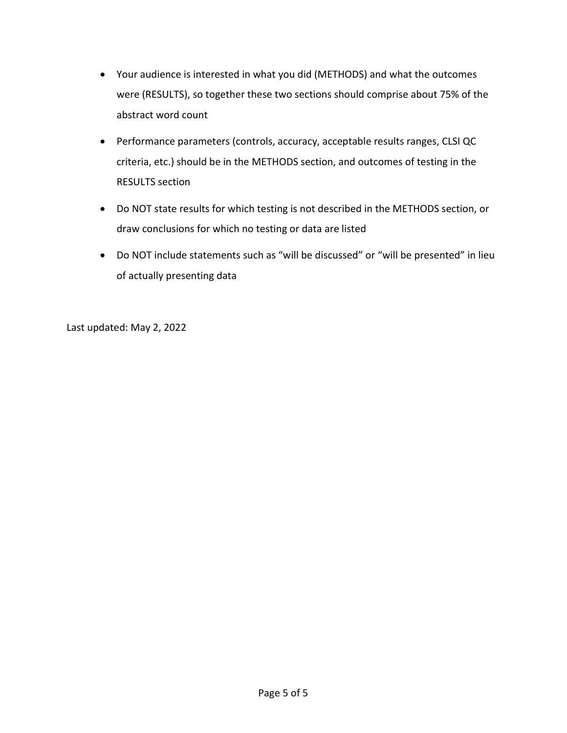- Your audience is interested in what you did (METHODS) and what the outcomes were (RESULTS), so together these two sections should comprise about 75% of the abstract word count
- Performance parameters (controls, accuracy, acceptable results ranges, CLSI QC criteria, etc.) should be in the METHODS section, and outcomes of testing in the RESULTS section
- Do NOT state results for which testing is not described in the METHODS section, or draw conclusions for which no testing or data are listed
- Do NOT include statements such as "will be discussed" or "will be presented" in lieu of actually presenting data

Last updated: May 2, 2022